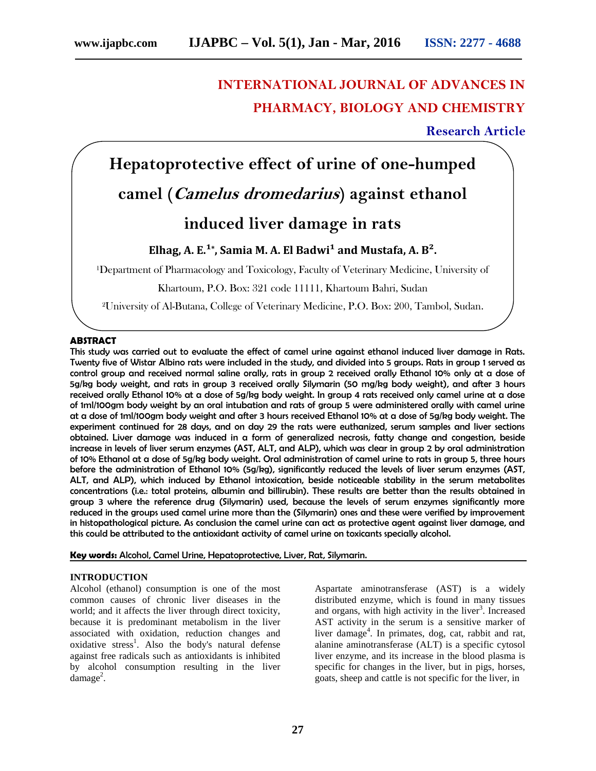# INTERNATIONAL JOURNAL OF ADVANCES IN PHARMACY, BIOLOGY AND CHEMISTRY

**Research Article**

# Hepatoprotective effect of urine of one-humped camel (*Camelus dromedarius*) against ethanol induced liver damage in rats

**Elhag, A. E.[1*], Samia M. A. El Badwi[1] and Mustafa, A. B[2].**

[1]Department of Pharmacology and Toxicology, Faculty of Veterinary Medicine, University of Khartoum, P.O. Box: 321 code 11111, Khartoum Bahri, Sudan

[2]University of Al-Butana, College of Veterinary Medicine, P.O. Box: 200, Tambol, Sudan.

## ABSTRACT

**This study was carried out to evaluate the effect of camel urine against ethanol induced liver damage in Rats. Twenty five of Wistar Albino rats were included in the study, and divided into 5 groups. Rats in group 1 served as control group and received normal saline orally, rats in group 2 received orally Ethanol 10% only at a dose of 5g/kg body weight, and rats in group 3 received orally Silymarin (50 mg/kg body weight), and after 3 hours received orally Ethanol 10% at a dose of 5g/kg body weight. In group 4 rats received only camel urine at a dose of 1ml/100gm body weight by an oral intubation and rats of group 5 were administered orally with camel urine at a dose of 1ml/100gm body weight and after 3 hours received Ethanol 10% at a dose of 5g/kg body weight. The experiment continued for 28 days, and on day 29 the rats were euthanized, serum samples and liver sections obtained. Liver damage was induced in a form of generalized necrosis, fatty change and congestion, beside increase in levels of liver serum enzymes (AST, ALT, and ALP), which was clear in group 2 by oral administration of 10% Ethanol at a dose of 5g/kg body weight. Oral administration of camel urine to rats in group 5, three hours before the administration of Ethanol 10% (5g/kg), significantly reduced the levels of liver serum enzymes (AST, ALT, and ALP), which induced by Ethanol intoxication, beside noticeable stability in the serum metabolites concentrations (i.e.: total proteins, albumin and billirubin). These results are better than the results obtained in group 3 where the reference drug (Silymarin) used, because the levels of serum enzymes significantly more reduced in the groups used camel urine more than the (Silymarin) ones and these were verified by improvement in histopathological picture. As conclusion the camel urine can act as protective agent against liver damage, and this could be attributed to the antioxidant activity of camel urine on toxicants specially alcohol.**

**Key words:** Alcohol, Camel Urine, Hepatoprotective, Liver, Rat, Silymarin.

## INTRODUCTION

Alcohol (ethanol) consumption is one of the most common causes of chronic liver diseases in the world; and it affects the liver through direct toxicity, because it is predominant metabolism in the liver associated with oxidation, reduction changes and oxidative stress[1]. Also the body's natural defense against free radicals such as antioxidants is inhibited by alcohol consumption resulting in the liver damage[2].

Aspartate aminotransferase (AST) is a widely distributed enzyme, which is found in many tissues and organs, with high activity in the liver[3]. Increased AST activity in the serum is a sensitive marker of liver damage[4]. In primates, dog, cat, rabbit and rat, alanine aminotransferase (ALT) is a specific cytosol liver enzyme, and its increase in the blood plasma is specific for changes in the liver, but in pigs, horses, goats, sheep and cattle is not specific for the liver, in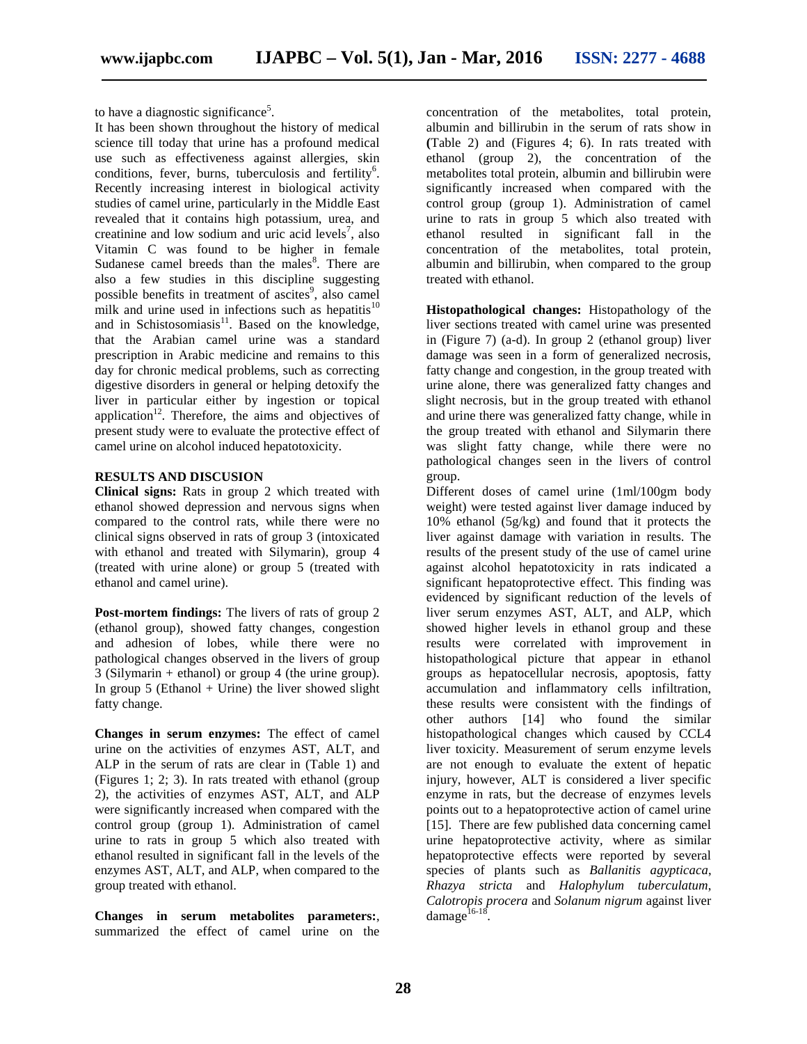to have a diagnostic significance[5].

It has been shown throughout the history of medical science till today that urine has a profound medical use such as effectiveness against allergies, skin conditions, fever, burns, tuberculosis and fertility[6]. Recently increasing interest in biological activity studies of camel urine, particularly in the Middle East revealed that it contains high potassium, urea, and creatinine and low sodium and uric acid levels[7], also Vitamin C was found to be higher in female Sudanese camel breeds than the males[8]. There are also a few studies in this discipline suggesting possible benefits in treatment of ascites[9], also camel milk and urine used in infections such as hepatitis[10] and in Schistosomiasis[11]. Based on the knowledge, that the Arabian camel urine was a standard prescription in Arabic medicine and remains to this day for chronic medical problems, such as correcting digestive disorders in general or helping detoxify the liver in particular either by ingestion or topical application[12]. Therefore, the aims and objectives of present study were to evaluate the protective effect of camel urine on alcohol induced hepatotoxicity.

## RESULTS AND DISCUSION

**Clinical signs:** Rats in group 2 which treated with ethanol showed depression and nervous signs when compared to the control rats, while there were no clinical signs observed in rats of group 3 (intoxicated with ethanol and treated with Silymarin), group 4 (treated with urine alone) or group 5 (treated with ethanol and camel urine).

**Post-mortem findings:** The livers of rats of group 2 (ethanol group), showed fatty changes, congestion and adhesion of lobes, while there were no pathological changes observed in the livers of group 3 (Silymarin + ethanol) or group 4 (the urine group). In group 5 (Ethanol + Urine) the liver showed slight fatty change.

**Changes in serum enzymes:** The effect of camel urine on the activities of enzymes AST, ALT, and ALP in the serum of rats are clear in (Table 1) and (Figures 1; 2; 3). In rats treated with ethanol (group 2), the activities of enzymes AST, ALT, and ALP were significantly increased when compared with the control group (group 1). Administration of camel urine to rats in group 5 which also treated with ethanol resulted in significant fall in the levels of the enzymes AST, ALT, and ALP, when compared to the group treated with ethanol.

**Changes in serum metabolites parameters:**, summarized the effect of camel urine on the concentration of the metabolites, total protein, albumin and billirubin in the serum of rats show in (Table 2) and (Figures 4; 6). In rats treated with ethanol (group 2), the concentration of the metabolites total protein, albumin and billirubin were significantly increased when compared with the control group (group 1). Administration of camel urine to rats in group 5 which also treated with ethanol resulted in significant fall in the concentration of the metabolites, total protein, albumin and billirubin, when compared to the group treated with ethanol.

**Histopathological changes:** Histopathology of the liver sections treated with camel urine was presented in (Figure 7) (a-d). In group 2 (ethanol group) liver damage was seen in a form of generalized necrosis, fatty change and congestion, in the group treated with urine alone, there was generalized fatty changes and slight necrosis, but in the group treated with ethanol and urine there was generalized fatty change, while in the group treated with ethanol and Silymarin there was slight fatty change, while there were no pathological changes seen in the livers of control group.

Different doses of camel urine (1ml/100gm body weight) were tested against liver damage induced by 10% ethanol (5g/kg) and found that it protects the liver against damage with variation in results. The results of the present study of the use of camel urine against alcohol hepatotoxicity in rats indicated a significant hepatoprotective effect. This finding was evidenced by significant reduction of the levels of liver serum enzymes AST, ALT, and ALP, which showed higher levels in ethanol group and these results were correlated with improvement in histopathological picture that appear in ethanol groups as hepatocellular necrosis, apoptosis, fatty accumulation and inflammatory cells infiltration, these results were consistent with the findings of other authors [14] who found the similar histopathological changes which caused by CCL4 liver toxicity. Measurement of serum enzyme levels are not enough to evaluate the extent of hepatic injury, however, ALT is considered a liver specific enzyme in rats, but the decrease of enzymes levels points out to a hepatoprotective action of camel urine [15]. There are few published data concerning camel urine hepatoprotective activity, where as similar hepatoprotective effects were reported by several species of plants such as *Ballanitis agypticaca*, *Rhazya stricta* and *Halophylum tuberculatum*, *Calotropis procera* and *Solanum nigrum* against liver damage[16-18].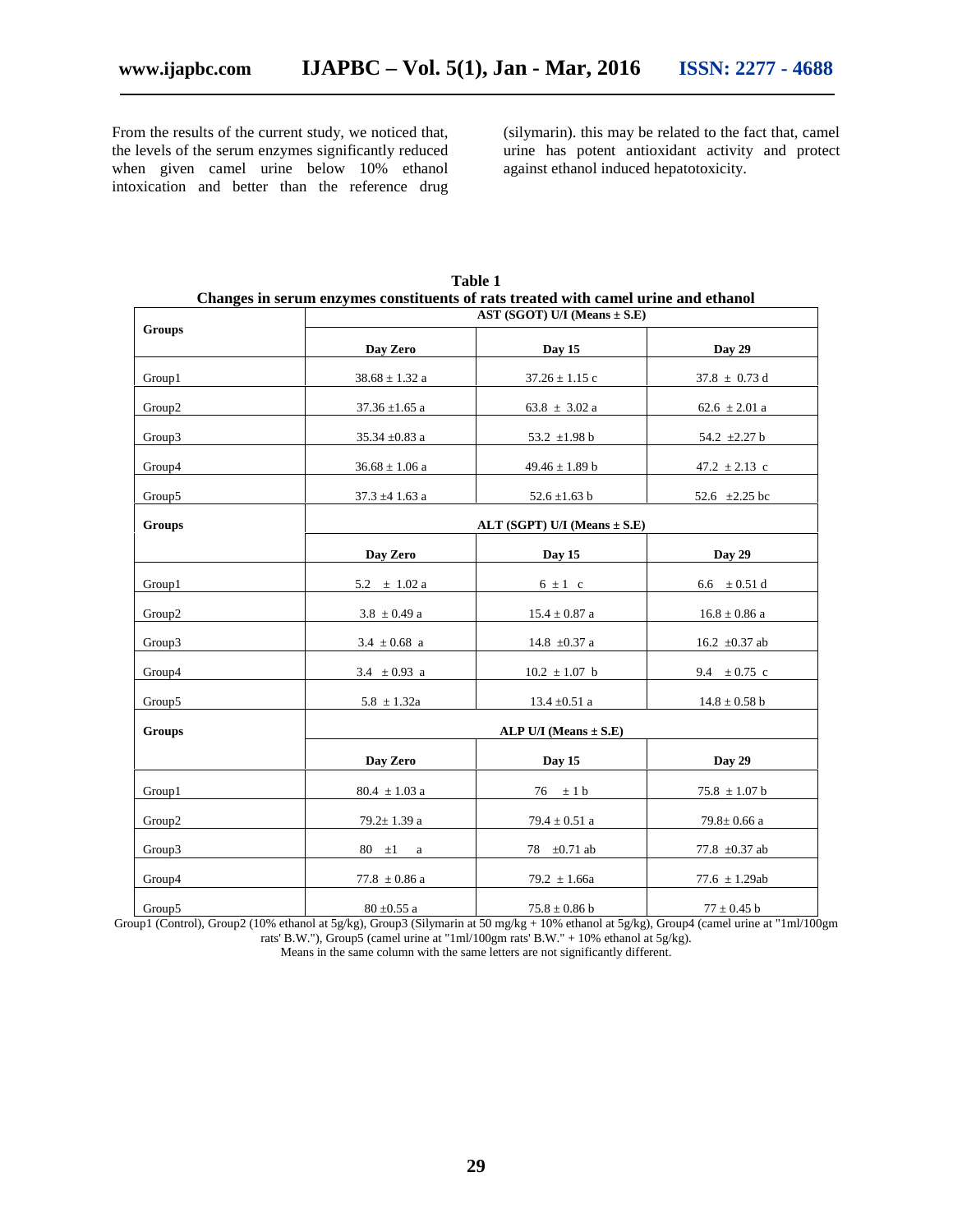From the results of the current study, we noticed that, the levels of the serum enzymes significantly reduced when given camel urine below 10% ethanol intoxication and better than the reference drug (silymarin). this may be related to the fact that, camel urine has potent antioxidant activity and protect against ethanol induced hepatotoxicity.

**Table 1**
**Changes in serum enzymes constituents of rats treated with camel urine and ethanol**

| Groups | AST (SGOT) U/I (Means ± S.E) | | |
|---|---|---|---|
| | **Day Zero** | **Day 15** | **Day 29** |
| Group1 | 38.68 ± 1.32 a | 37.26 ± 1.15 c | 37.8 ± 0.73 d |
| Group2 | 37.36 ±1.65 a | 63.8 ± 3.02 a | 62.6 ± 2.01 a |
| Group3 | 35.34 ±0.83 a | 53.2 ±1.98 b | 54.2 ±2.27 b |
| Group4 | 36.68 ± 1.06 a | 49.46 ± 1.89 b | 47.2 ± 2.13 c |
| Group5 | 37.3 ±4 1.63 a | 52.6 ±1.63 b | 52.6 ±2.25 bc |
| **Groups** | **ALT (SGPT) U/I (Means ± S.E)** | | |
| | **Day Zero** | **Day 15** | **Day 29** |
| Group1 | 5.2 ± 1.02 a | 6 ± 1 c | 6.6 ± 0.51 d |
| Group2 | 3.8 ± 0.49 a | 15.4 ± 0.87 a | 16.8 ± 0.86 a |
| Group3 | 3.4 ± 0.68 a | 14.8 ±0.37 a | 16.2 ±0.37 ab |
| Group4 | 3.4 ± 0.93 a | 10.2 ± 1.07 b | 9.4 ± 0.75 c |
| Group5 | 5.8 ± 1.32a | 13.4 ±0.51 a | 14.8 ± 0.58 b |
| **Groups** | **ALP U/I (Means ± S.E)** | | |
| | **Day Zero** | **Day 15** | **Day 29** |
| Group1 | 80.4 ± 1.03 a | 76 ± 1 b | 75.8 ± 1.07 b |
| Group2 | 79.2± 1.39 a | 79.4 ± 0.51 a | 79.8± 0.66 a |
| Group3 | 80 ±1 a | 78 ±0.71 ab | 77.8 ±0.37 ab |
| Group4 | 77.8 ± 0.86 a | 79.2 ± 1.66a | 77.6 ± 1.29ab |
| Group5 | 80 ±0.55 a | 75.8 ± 0.86 b | 77 ± 0.45 b |

Group1 (Control), Group2 (10% ethanol at 5g/kg), Group3 (Silymarin at 50 mg/kg + 10% ethanol at 5g/kg), Group4 (camel urine at "1ml/100gm rats' B.W."), Group5 (camel urine at "1ml/100gm rats' B.W." + 10% ethanol at 5g/kg).
Means in the same column with the same letters are not significantly different.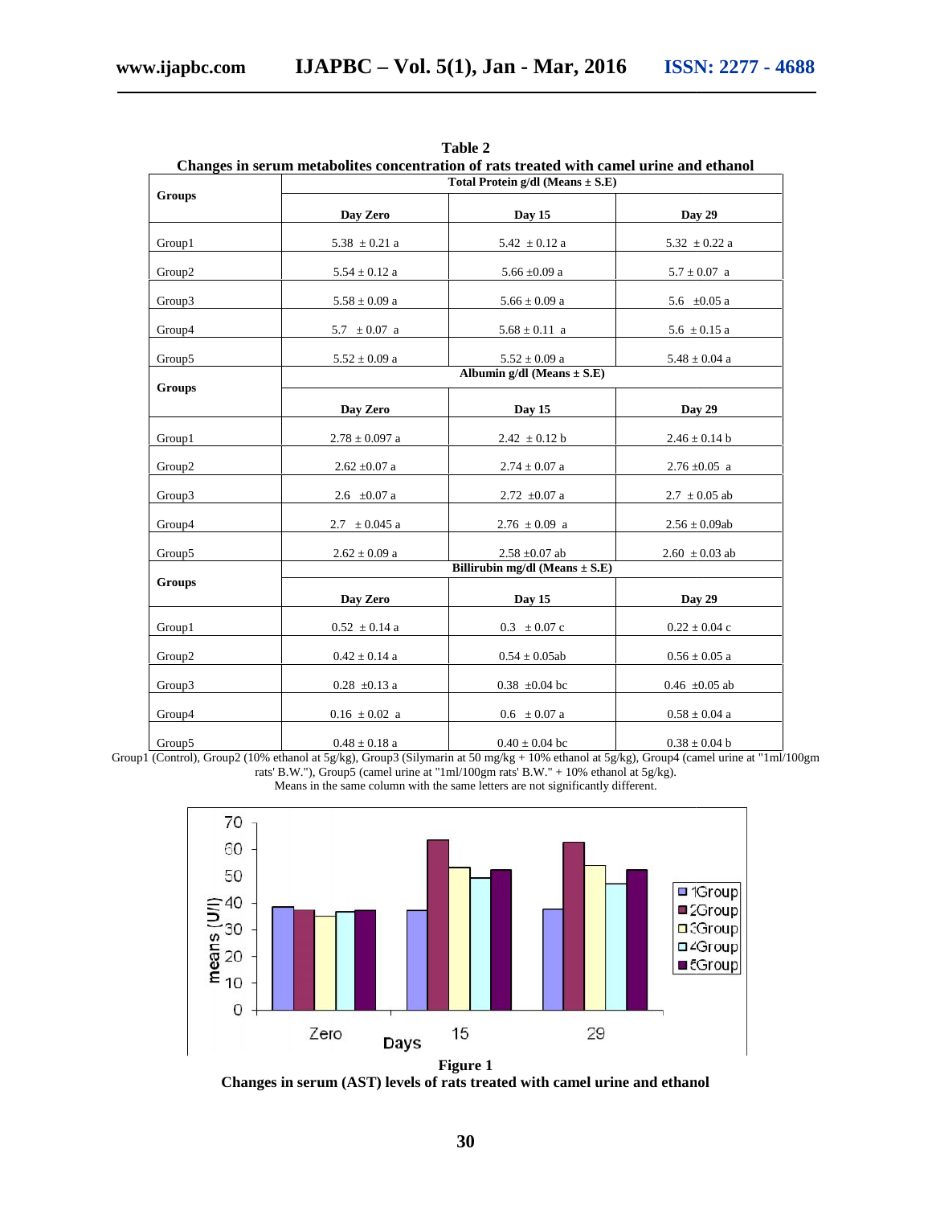**Table 2**
**Changes in serum metabolites concentration of rats treated with camel urine and ethanol**

| Groups | Total Protein g/dl (Means ± S.E) | | |
|---|---|---|---|
| | Day Zero | Day 15 | Day 29 |
| Group1 | 5.38 ± 0.21 a | 5.42 ± 0.12 a | 5.32 ± 0.22 a |
| Group2 | 5.54 ± 0.12 a | 5.66 ±0.09 a | 5.7 ± 0.07 a |
| Group3 | 5.58 ± 0.09 a | 5.66 ± 0.09 a | 5.6 ±0.05 a |
| Group4 | 5.7 ± 0.07 a | 5.68 ± 0.11 a | 5.6 ± 0.15 a |
| Group5 | 5.52 ± 0.09 a | 5.52 ± 0.09 a | 5.48 ± 0.04 a |
| **Groups** | **Albumin g/dl (Means ± S.E)** | | |
| | **Day Zero** | **Day 15** | **Day 29** |
| Group1 | 2.78 ± 0.097 a | 2.42 ± 0.12 b | 2.46 ± 0.14 b |
| Group2 | 2.62 ±0.07 a | 2.74 ± 0.07 a | 2.76 ±0.05 a |
| Group3 | 2.6 ±0.07 a | 2.72 ±0.07 a | 2.7 ± 0.05 ab |
| Group4 | 2.7 ± 0.045 a | 2.76 ± 0.09 a | 2.56 ± 0.09ab |
| Group5 | 2.62 ± 0.09 a | 2.58 ±0.07 ab | 2.60 ± 0.03 ab |
| **Groups** | **Billirubin mg/dl (Means ± S.E)** | | |
| | **Day Zero** | **Day 15** | **Day 29** |
| Group1 | 0.52 ± 0.14 a | 0.3 ± 0.07 c | 0.22 ± 0.04 c |
| Group2 | 0.42 ± 0.14 a | 0.54 ± 0.05ab | 0.56 ± 0.05 a |
| Group3 | 0.28 ±0.13 a | 0.38 ±0.04 bc | 0.46 ±0.05 ab |
| Group4 | 0.16 ± 0.02 a | 0.6 ± 0.07 a | 0.58 ± 0.04 a |
| Group5 | 0.48 ± 0.18 a | 0.40 ± 0.04 bc | 0.38 ± 0.04 b |

Group1 (Control), Group2 (10% ethanol at 5g/kg), Group3 (Silymarin at 50 mg/kg + 10% ethanol at 5g/kg), Group4 (camel urine at "1ml/100gm rats' B.W."), Group5 (camel urine at "1ml/100gm rats' B.W." + 10% ethanol at 5g/kg).
Means in the same column with the same letters are not significantly different.

**Figure 1**
**Changes in serum (AST) levels of rats treated with camel urine and ethanol**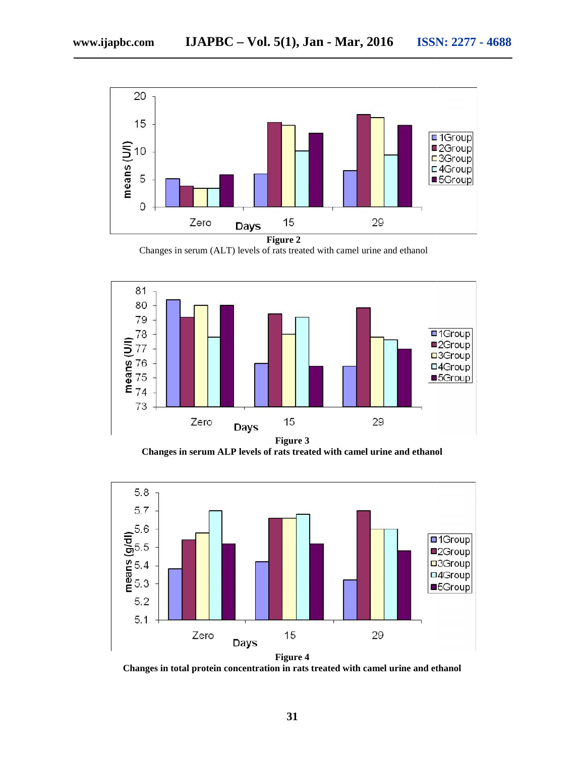**Figure 2**

Changes in serum (ALT) levels of rats treated with camel urine and ethanol

**Figure 3**

**Changes in serum ALP levels of rats treated with camel urine and ethanol**

**Figure 4**

**Changes in total protein concentration in rats treated with camel urine and ethanol**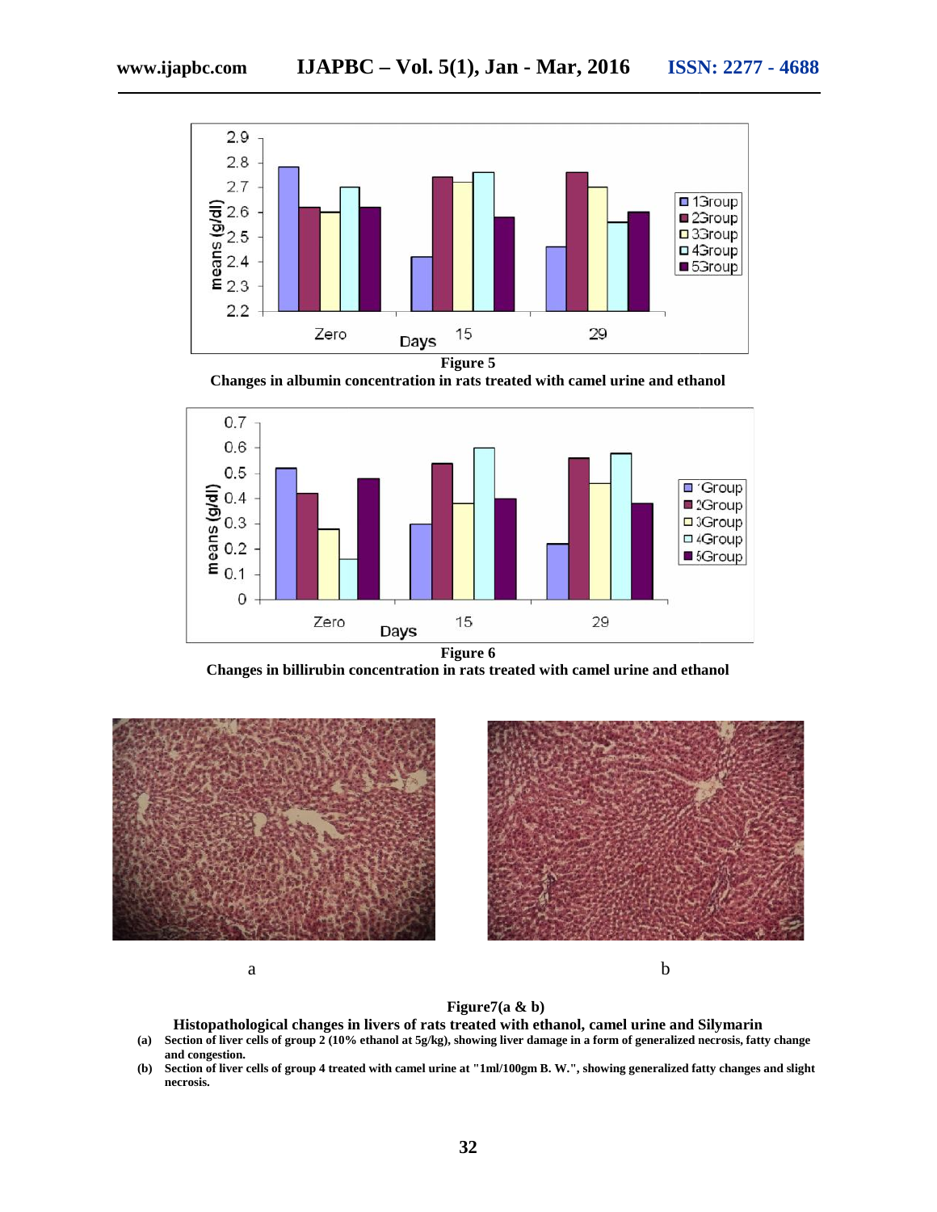**Figure 5**

**Changes in albumin concentration in rats treated with camel urine and ethanol**

**Figure 6**

**Changes in billirubin concentration in rats treated with camel urine and ethanol**

a

b

**Figure7(a & b)**

**Histopathological changes in livers of rats treated with ethanol, camel urine and Silymarin**

- **(a)** **Section of liver cells of group 2 (10% ethanol at 5g/kg), showing liver damage in a form of generalized necrosis, fatty change and congestion.**
- **(b)** **Section of liver cells of group 4 treated with camel urine at "1ml/100gm B. W.", showing generalized fatty changes and slight necrosis.**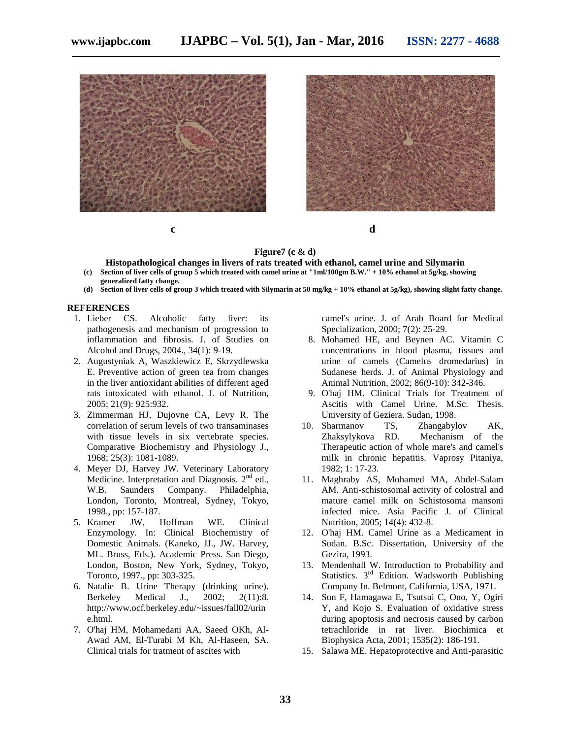c

d

**Figure7 (c & d)**

**Histopathological changes in livers of rats treated with ethanol, camel urine and Silymarin**

**(c) Section of liver cells of group 5 which treated with camel urine at "1ml/100gm B.W." + 10% ethanol at 5g/kg, showing generalized fatty change.**

**(d) Section of liver cells of group 3 which treated with Silymarin at 50 mg/kg + 10% ethanol at 5g/kg), showing slight fatty change.**

## REFERENCES

1. Lieber CS. Alcoholic fatty liver: its pathogenesis and mechanism of progression to inflammation and fibrosis. J. of Studies on Alcohol and Drugs, 2004., 34(1): 9-19.
2. Augustyniak A, Waszkiewicz E, Skrzydlewska E. Preventive action of green tea from changes in the liver antioxidant abilities of different aged rats intoxicated with ethanol. J. of Nutrition, 2005; 21(9): 925:932.
3. Zimmerman HJ, Dujovne CA, Levy R. The correlation of serum levels of two transaminases with tissue levels in six vertebrate species. Comparative Biochemistry and Physiology J., 1968; 25(3): 1081-1089.
4. Meyer DJ, Harvey JW. Veterinary Laboratory Medicine. Interpretation and Diagnosis. 2nd ed., W.B. Saunders Company. Philadelphia, London, Toronto, Montreal, Sydney, Tokyo, 1998., pp: 157-187.
5. Kramer JW, Hoffman WE. Clinical Enzymology. In: Clinical Biochemistry of Domestic Animals. (Kaneko, JJ., JW. Harvey, ML. Bruss, Eds.). Academic Press. San Diego, London, Boston, New York, Sydney, Tokyo, Toronto, 1997., pp: 303-325.
6. Natalie B. Urine Therapy (drinking urine). Berkeley Medical J., 2002; 2(11):8. http://www.ocf.berkeley.edu/~issues/fall02/urine.html.
7. O'haj HM, Mohamedani AA, Saeed OKh, Al-Awad AM, El-Turabi M Kh, Al-Haseen, SA. Clinical trials for tratment of ascites with camel's urine. J. of Arab Board for Medical Specialization, 2000; 7(2): 25-29.
8. Mohamed HE, and Beynen AC. Vitamin C concentrations in blood plasma, tissues and urine of camels (Camelus dromedarius) in Sudanese herds. J. of Animal Physiology and Animal Nutrition, 2002; 86(9-10): 342-346.
9. O'haj HM. Clinical Trials for Treatment of Ascitis with Camel Urine. M.Sc. Thesis. University of Geziera. Sudan, 1998.
10. Sharmanov TS, Zhangabylov AK, Zhaksylykova RD. Mechanism of the Therapeutic action of whole mare's and camel's milk in chronic hepatitis. Vaprosy Pitaniya, 1982; 1: 17-23.
11. Maghraby AS, Mohamed MA, Abdel-Salam AM. Anti-schistosomal activity of colostral and mature camel milk on Schistosoma mansoni infected mice. Asia Pacific J. of Clinical Nutrition, 2005; 14(4): 432-8.
12. O'haj HM. Camel Urine as a Medicament in Sudan. B.Sc. Dissertation, University of the Gezira, 1993.
13. Mendenhall W. Introduction to Probability and Statistics. 3rd Edition. Wadsworth Publishing Company In. Belmont, California, USA, 1971.
14. Sun F, Hamagawa E, Tsutsui C, Ono, Y, Ogiri Y, and Kojo S. Evaluation of oxidative stress during apoptosis and necrosis caused by carbon tetrachloride in rat liver. Biochimica et Biophysica Acta, 2001; 1535(2): 186-191.
15. Salawa ME. Hepatoprotective and Anti-parasitic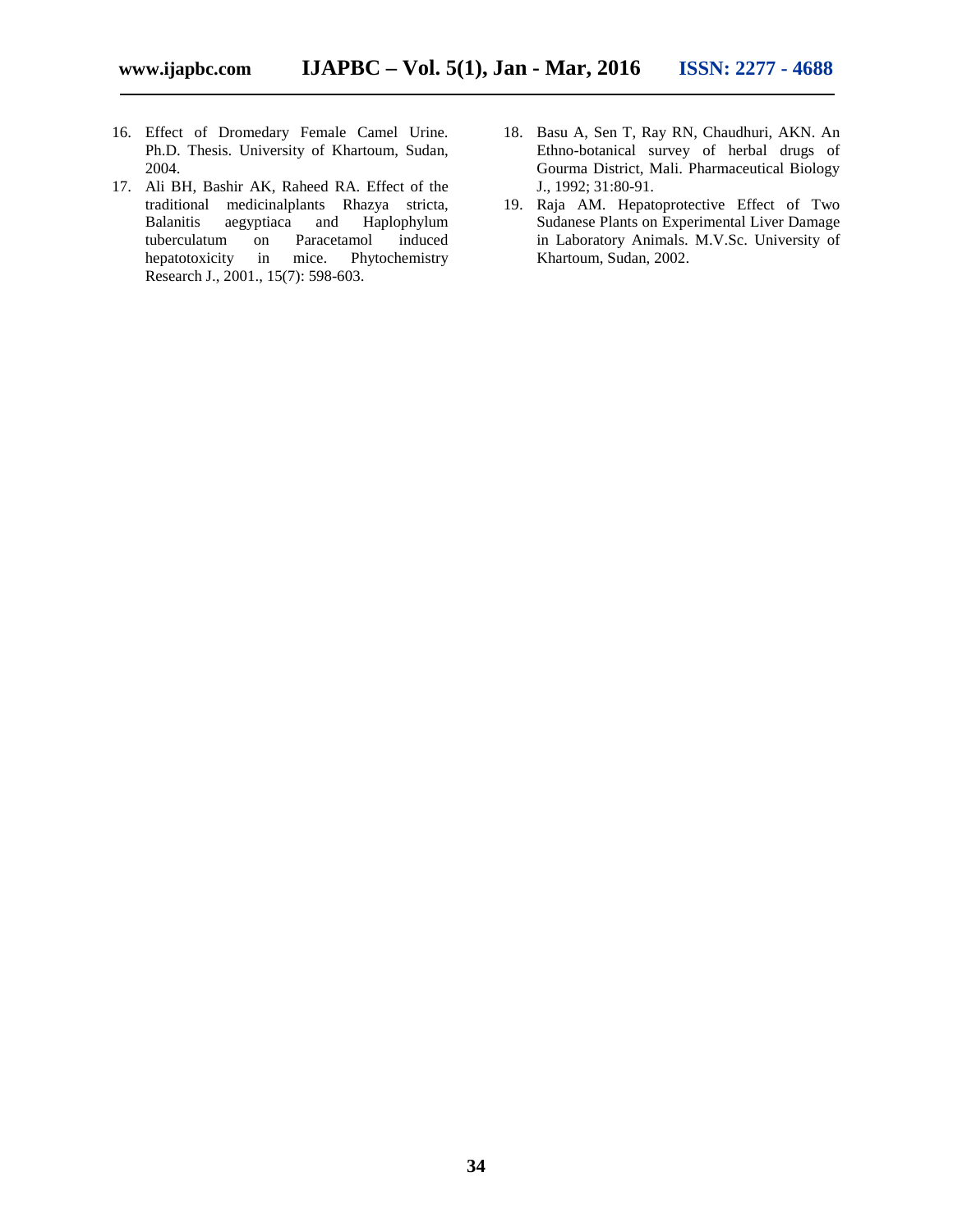16. Effect of Dromedary Female Camel Urine. Ph.D. Thesis. University of Khartoum, Sudan, 2004.
17. Ali BH, Bashir AK, Raheed RA. Effect of the traditional medicinalplants Rhazya stricta, Balanitis aegyptiaca and Haplophylum tuberculatum on Paracetamol induced hepatotoxicity in mice. Phytochemistry Research J., 2001., 15(7): 598-603.
18. Basu A, Sen T, Ray RN, Chaudhuri, AKN. An Ethno-botanical survey of herbal drugs of Gourma District, Mali. Pharmaceutical Biology J., 1992; 31:80-91.
19. Raja AM. Hepatoprotective Effect of Two Sudanese Plants on Experimental Liver Damage in Laboratory Animals. M.V.Sc. University of Khartoum, Sudan, 2002.